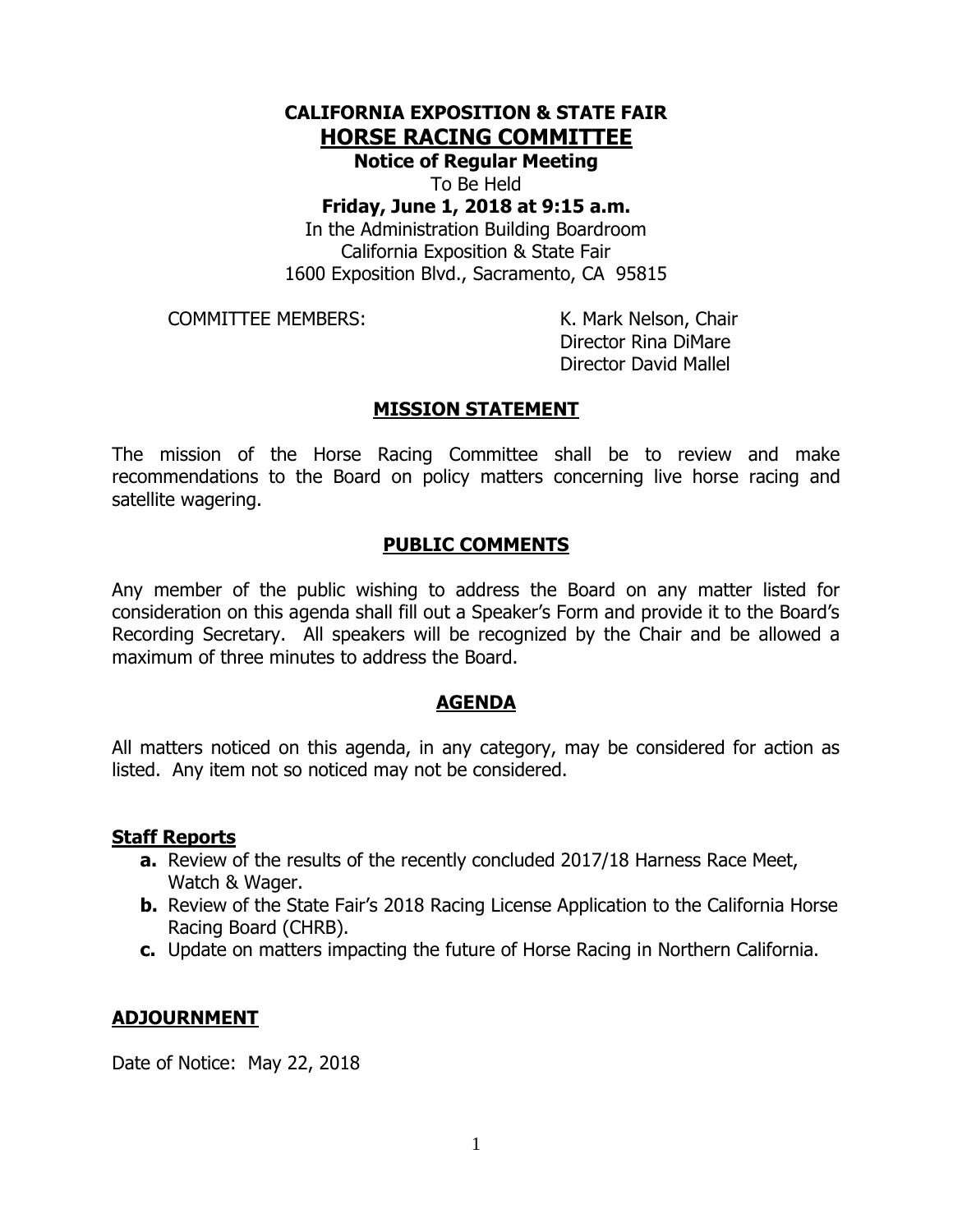# CALIFORNIA EXPOSITION & STATE FAIR

## HORSE RACING COMMITTEE

**Notice of Regular Meeting**

To Be Held

**Friday, June 1, 2018 at 9:15 a.m.**

In the Administration Building Boardroom
California Exposition & State Fair
1600 Exposition Blvd., Sacramento, CA 95815

COMMITTEE MEMBERS:

K. Mark Nelson, Chair
Director Rina DiMare
Director David Mallel

## MISSION STATEMENT

The mission of the Horse Racing Committee shall be to review and make recommendations to the Board on policy matters concerning live horse racing and satellite wagering.

## PUBLIC COMMENTS

Any member of the public wishing to address the Board on any matter listed for consideration on this agenda shall fill out a Speaker's Form and provide it to the Board's Recording Secretary. All speakers will be recognized by the Chair and be allowed a maximum of three minutes to address the Board.

## AGENDA

All matters noticed on this agenda, in any category, may be considered for action as listed. Any item not so noticed may not be considered.

### Staff Reports

- **a.** Review of the results of the recently concluded 2017/18 Harness Race Meet, Watch & Wager.
- **b.** Review of the State Fair's 2018 Racing License Application to the California Horse Racing Board (CHRB).
- **c.** Update on matters impacting the future of Horse Racing in Northern California.

### ADJOURNMENT

Date of Notice: May 22, 2018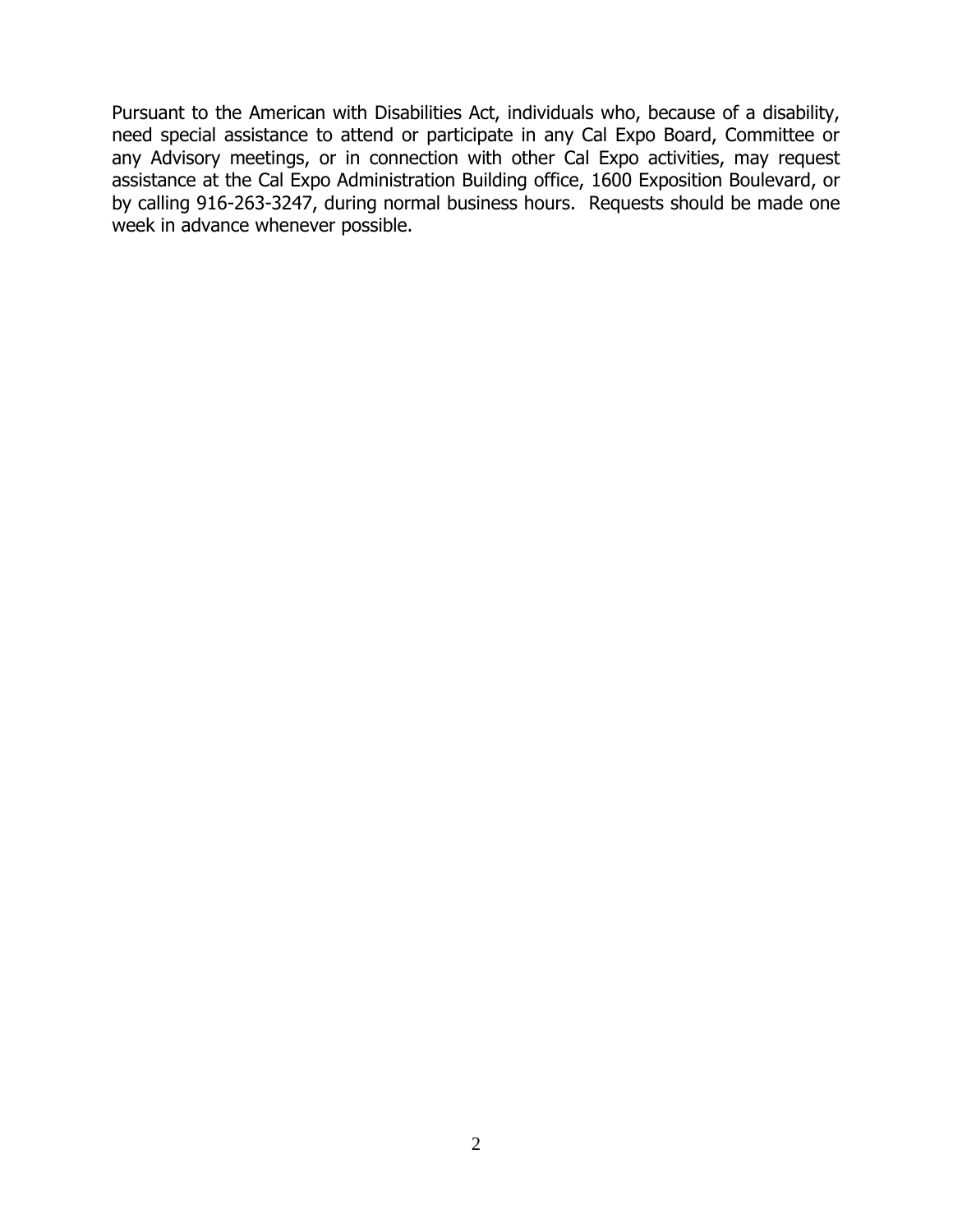Pursuant to the American with Disabilities Act, individuals who, because of a disability, need special assistance to attend or participate in any Cal Expo Board, Committee or any Advisory meetings, or in connection with other Cal Expo activities, may request assistance at the Cal Expo Administration Building office, 1600 Exposition Boulevard, or by calling 916-263-3247, during normal business hours. Requests should be made one week in advance whenever possible.